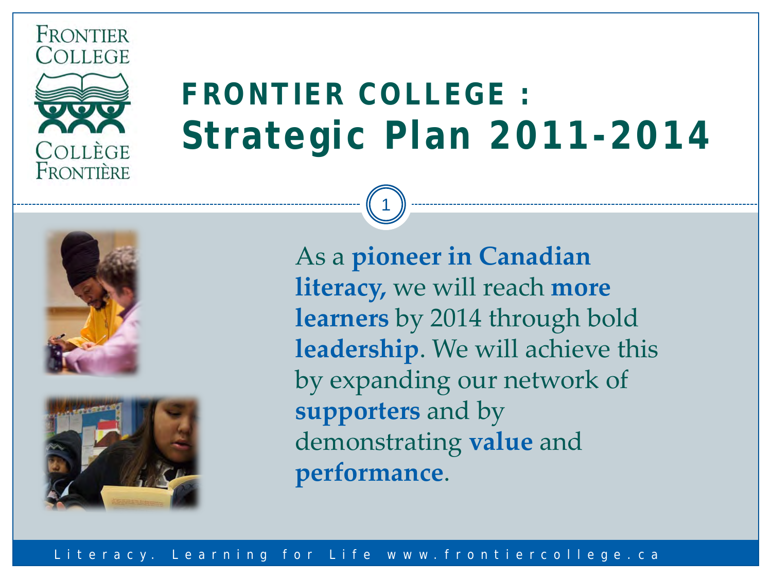# FRONTIER COLLEGE : Strategic Plan 2011-2014

As a **pioneer in Canadian literacy,** we will reach **more learners** by 2014 through bold **leadership**. We will achieve this by expanding our network of **supporters** and by demonstrating **value** and **performance**.

Literacy. Learning for Life www.frontiercollege.ca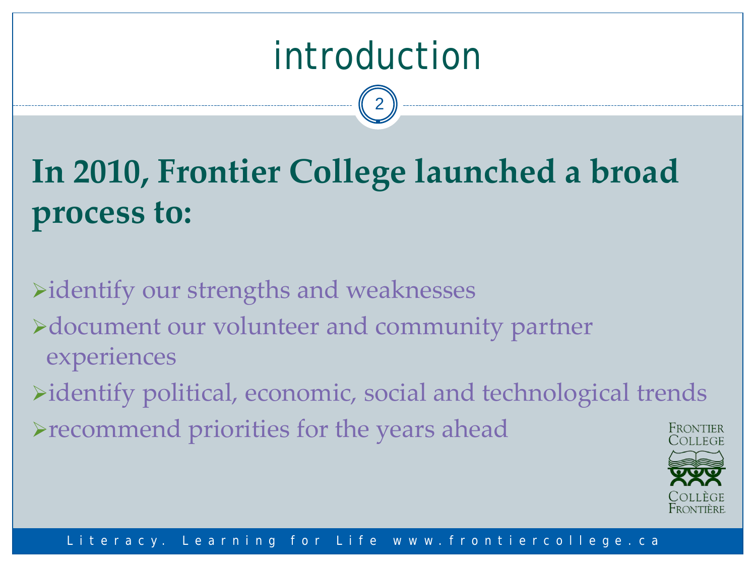# introduction

**In 2010, Frontier College launched a broad process to:**

- identify our strengths and weaknesses
- document our volunteer and community partner experiences
- identify political, economic, social and technological trends
- recommend priorities for the years ahead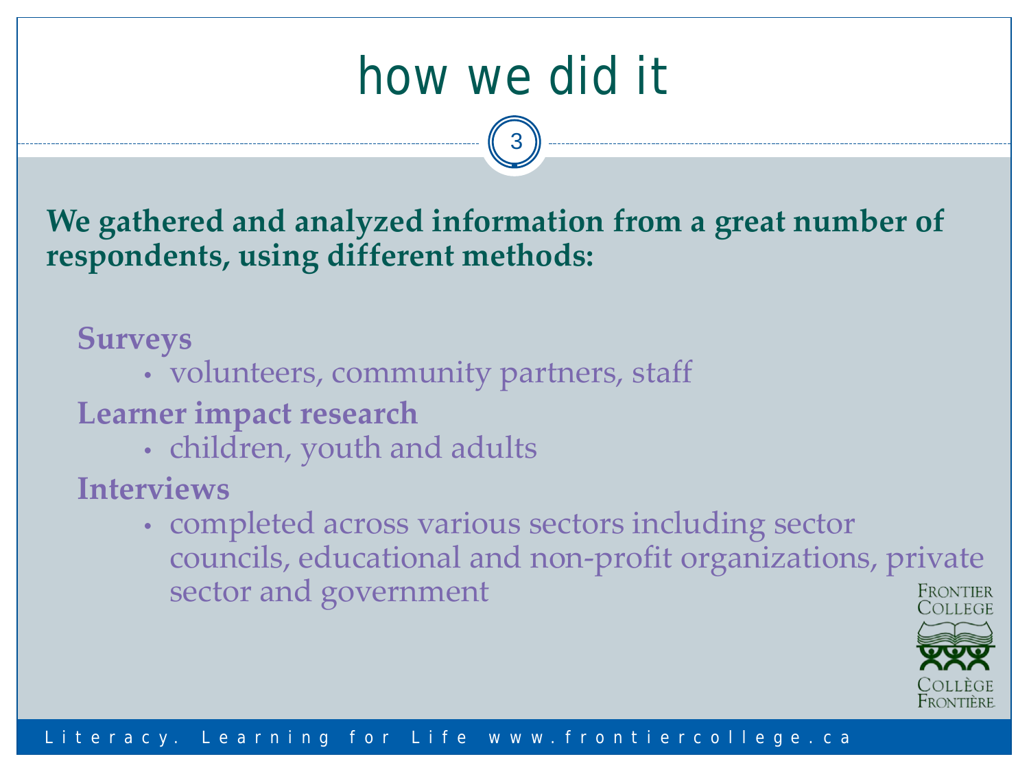# how we did it

**We gathered and analyzed information from a great number of respondents, using different methods:**

**Surveys**

- volunteers, community partners, staff

**Learner impact research**

- children, youth and adults

**Interviews**

- completed across various sectors including sector councils, educational and non-profit organizations, private sector and government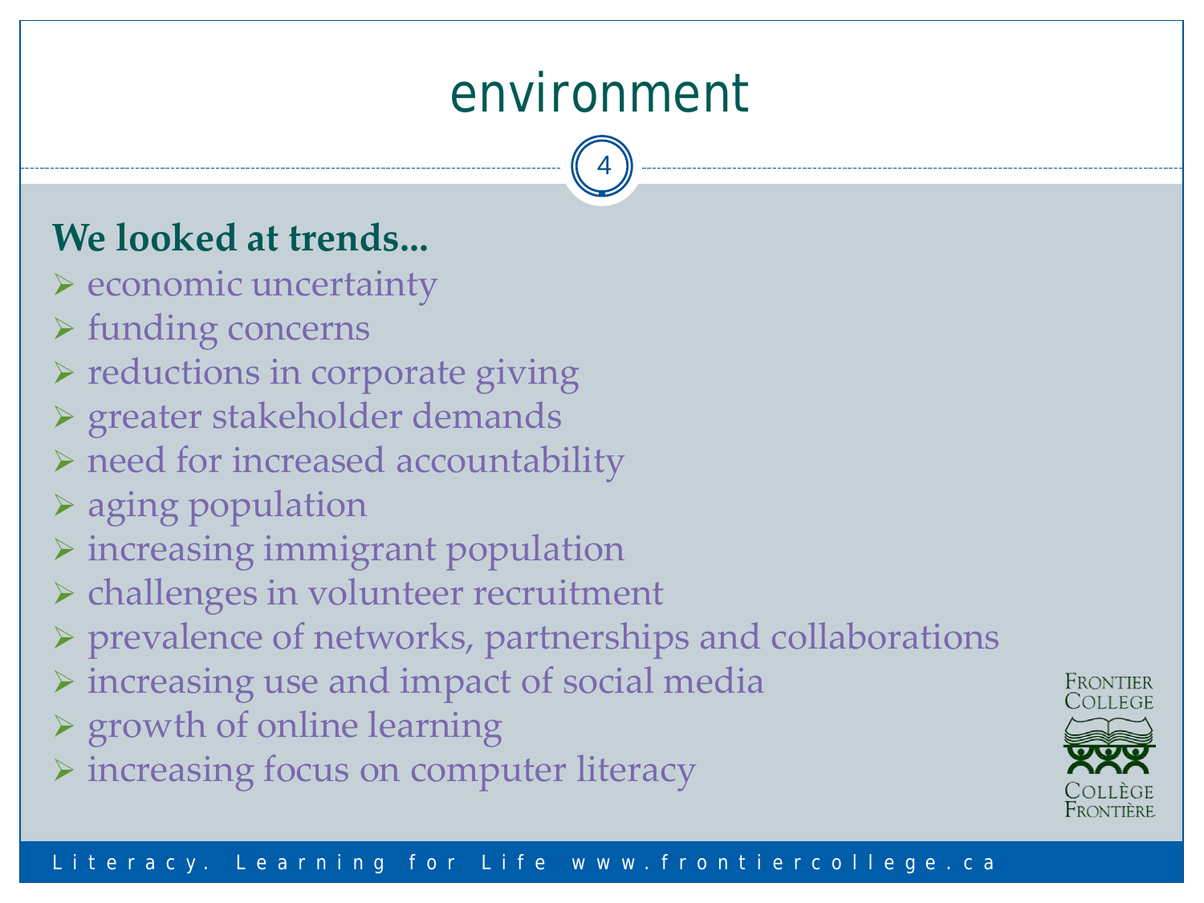# environment

**We looked at trends...**

- economic uncertainty
- funding concerns
- reductions in corporate giving
- greater stakeholder demands
- need for increased accountability
- aging population
- increasing immigrant population
- challenges in volunteer recruitment
- prevalence of networks, partnerships and collaborations
- increasing use and impact of social media
- growth of online learning
- increasing focus on computer literacy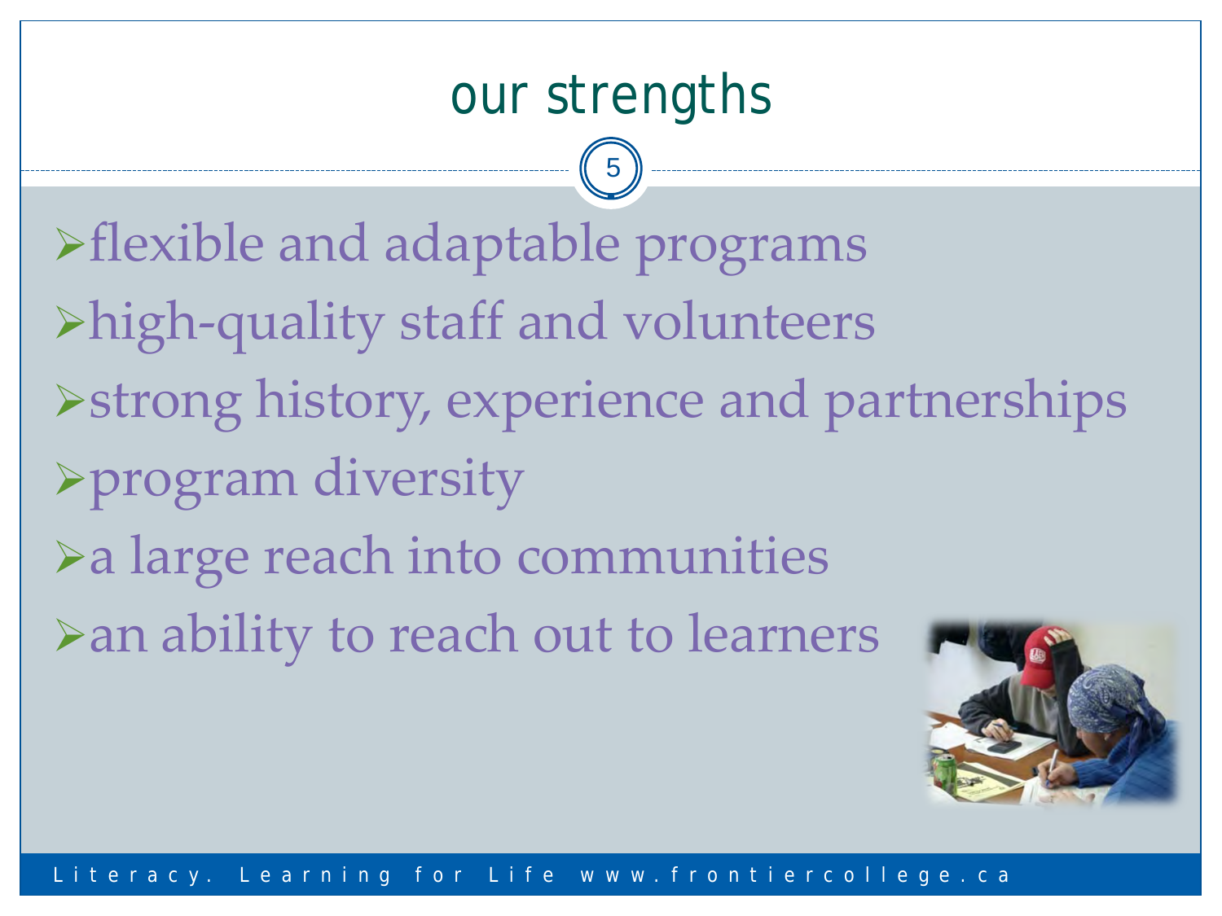# our strengths

- flexible and adaptable programs
- high-quality staff and volunteers
- strong history, experience and partnerships
- program diversity
- a large reach into communities
- an ability to reach out to learners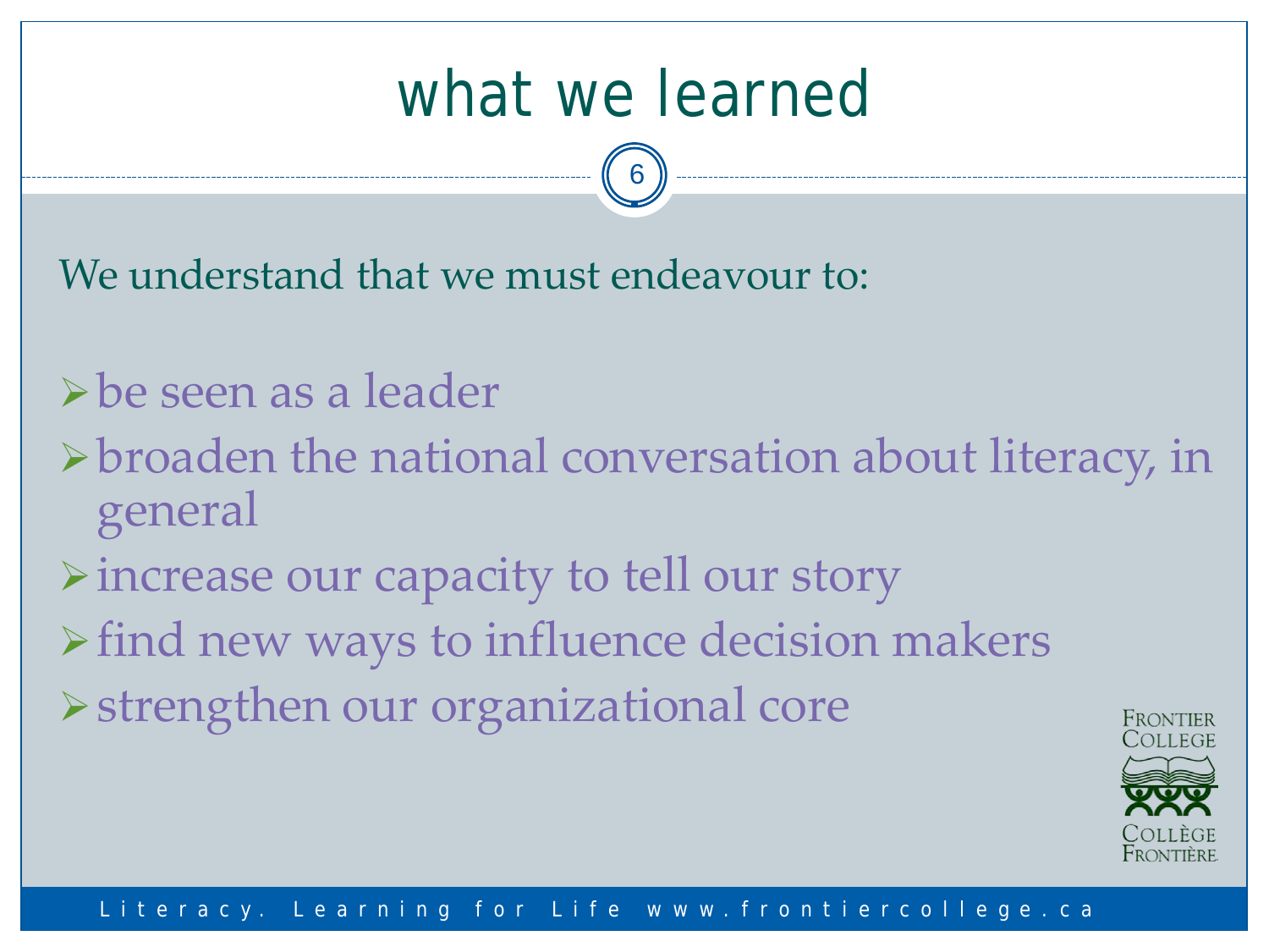# what we learned

We understand that we must endeavour to:

- be seen as a leader
- broaden the national conversation about literacy, in general
- increase our capacity to tell our story
- find new ways to influence decision makers
- strengthen our organizational core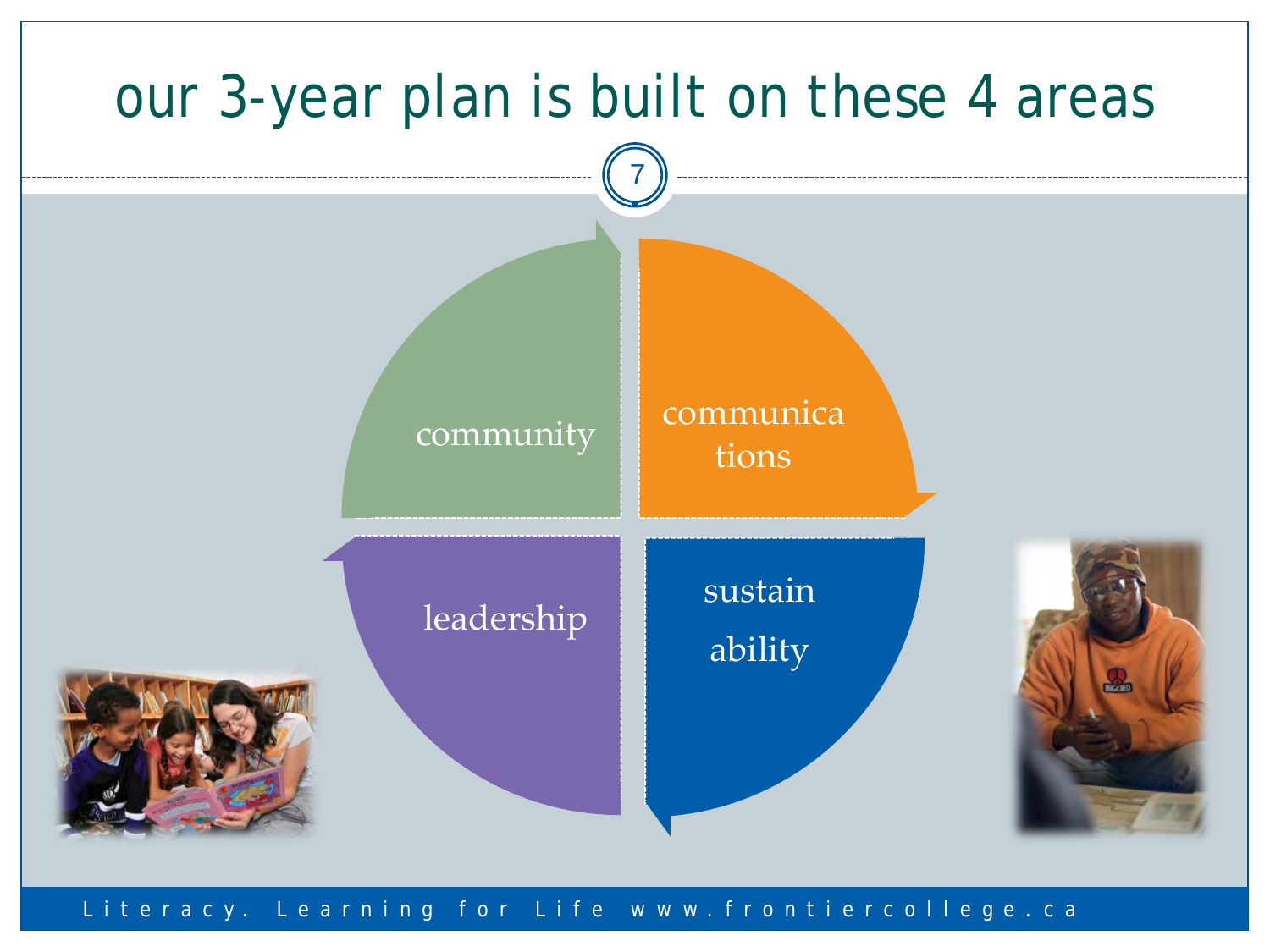# our 3-year plan is built on these 4 areas

- community
- communications
- sustainability
- leadership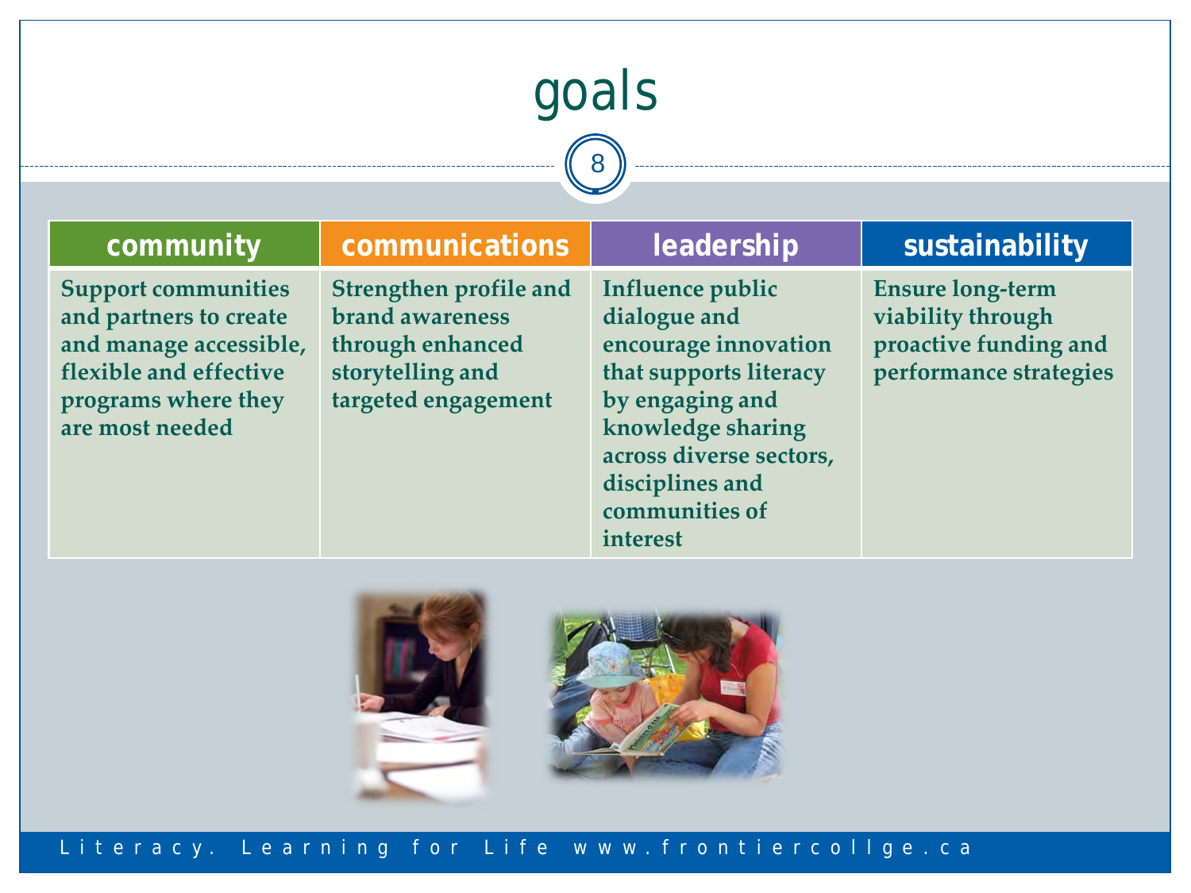# goals

| community | communications | leadership | sustainability |
|---|---|---|---|
| Support communities and partners to create and manage accessible, flexible and effective programs where they are most needed | Strengthen profile and brand awareness through enhanced storytelling and targeted engagement | Influence public dialogue and encourage innovation that supports literacy by engaging and knowledge sharing across diverse sectors, disciplines and communities of interest | Ensure long-term viability through proactive funding and performance strategies |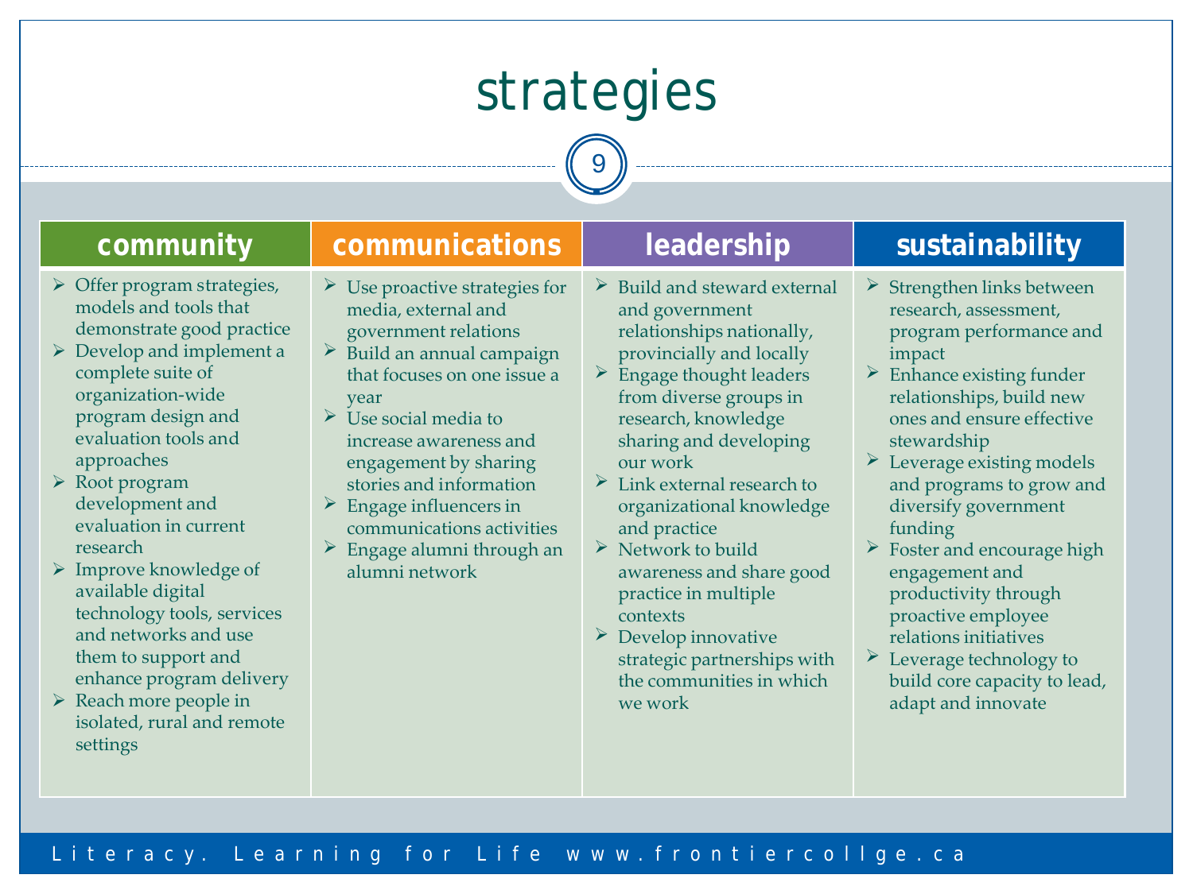# strategies

| community | communications | leadership | sustainability |
| --- | --- | --- | --- |
| ➢ Offer program strategies, models and tools that demonstrate good practice<br>➢ Develop and implement a complete suite of organization-wide program design and evaluation tools and approaches<br>➢ Root program development and evaluation in current research<br>➢ Improve knowledge of available digital technology tools, services and networks and use them to support and enhance program delivery<br>➢ Reach more people in isolated, rural and remote settings | ➢ Use proactive strategies for media, external and government relations<br>➢ Build an annual campaign that focuses on one issue a year<br>➢ Use social media to increase awareness and engagement by sharing stories and information<br>➢ Engage influencers in communications activities<br>➢ Engage alumni through an alumni network | ➢ Build and steward external and government relationships nationally, provincially and locally<br>➢ Engage thought leaders from diverse groups in research, knowledge sharing and developing our work<br>➢ Link external research to organizational knowledge and practice<br>➢ Network to build awareness and share good practice in multiple contexts<br>➢ Develop innovative strategic partnerships with the communities in which we work | ➢ Strengthen links between research, assessment, program performance and impact<br>➢ Enhance existing funder relationships, build new ones and ensure effective stewardship<br>➢ Leverage existing models and programs to grow and diversify government funding<br>➢ Foster and encourage high engagement and productivity through proactive employee relations initiatives<br>➢ Leverage technology to build core capacity to lead, adapt and innovate |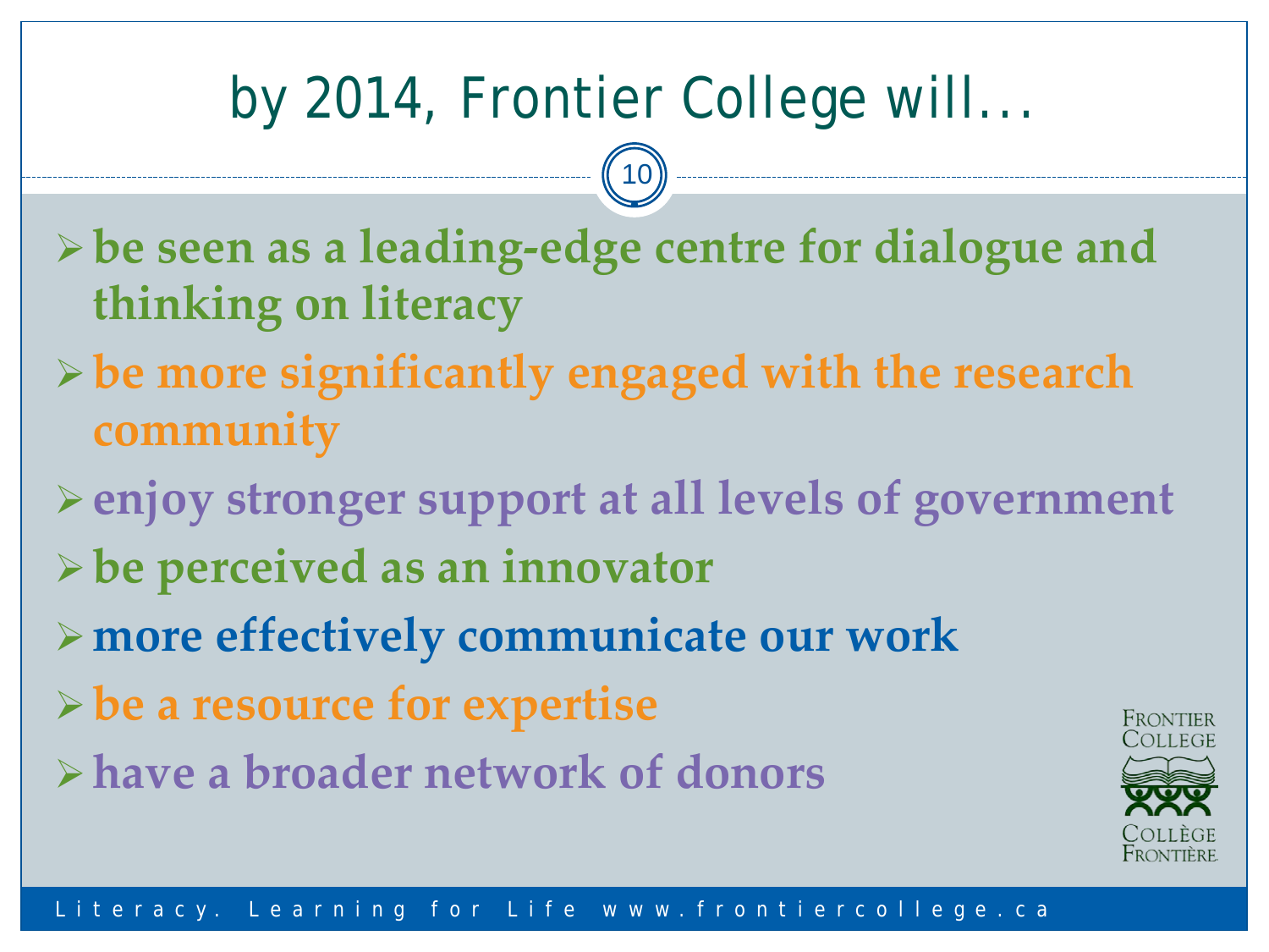# by 2014, Frontier College will…

- **be seen as a leading-edge centre for dialogue and thinking on literacy**
- **be more significantly engaged with the research community**
- **enjoy stronger support at all levels of government**
- **be perceived as an innovator**
- **more effectively communicate our work**
- **be a resource for expertise**
- **have a broader network of donors**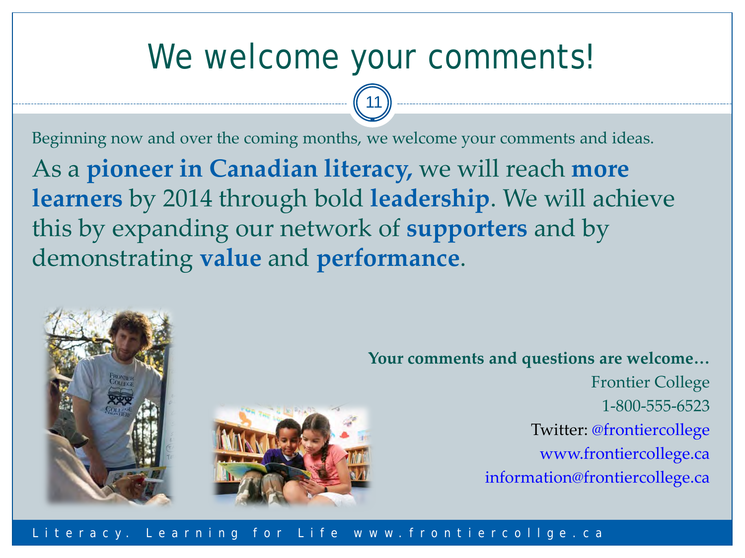# We welcome your comments!

Beginning now and over the coming months, we welcome your comments and ideas.

As a **pioneer in Canadian literacy,** we will reach **more learners** by 2014 through bold **leadership**. We will achieve this by expanding our network of **supporters** and by demonstrating **value** and **performance**.

**Your comments and questions are welcome…**

Frontier College

1-800-555-6523

Twitter: @frontiercollege

www.frontiercollege.ca

information@frontiercollege.ca

Literacy. Learning for Life www.frontiercollge.ca